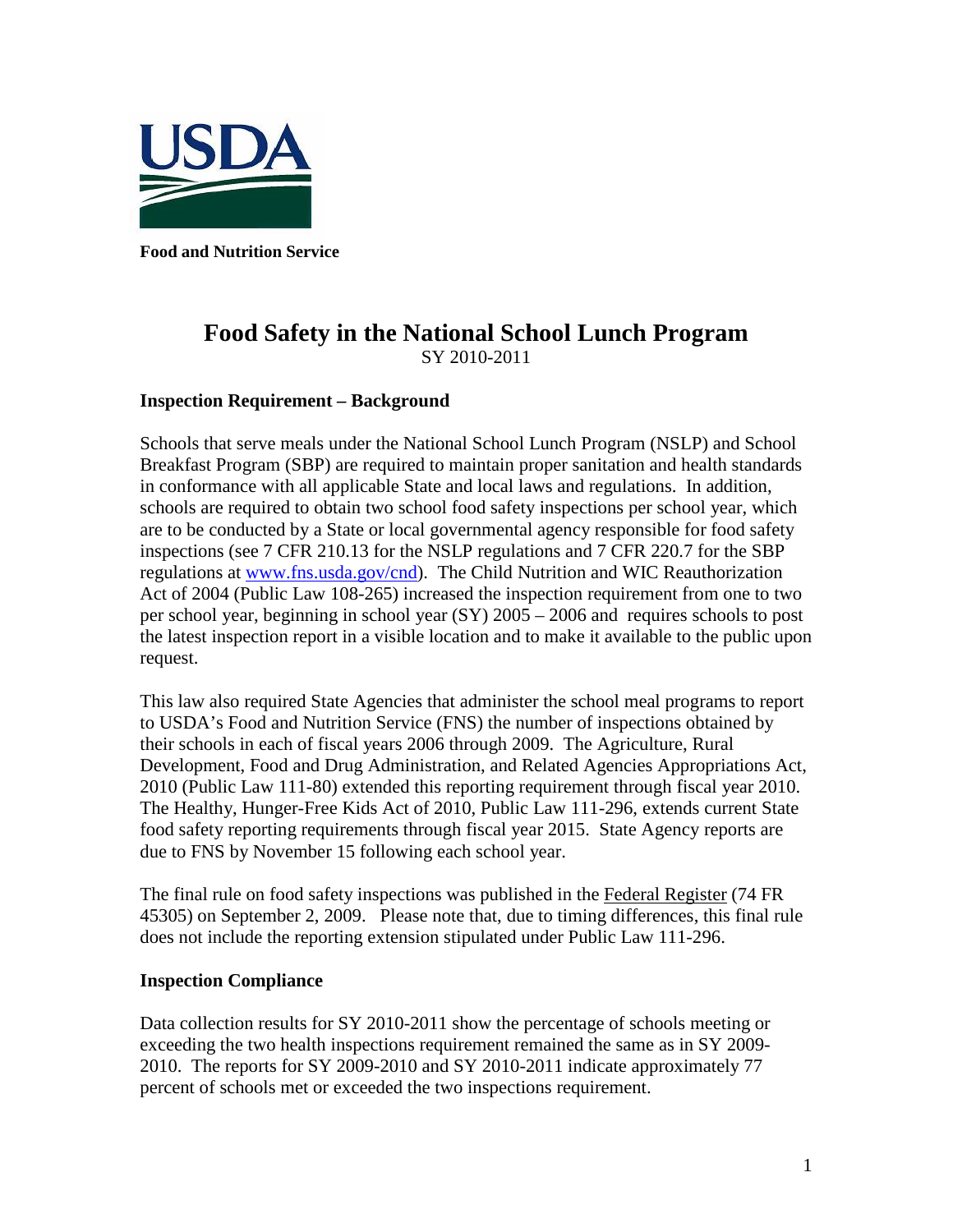USDA

**Food and Nutrition Service**

# Food Safety in the National School Lunch Program

SY 2010-2011

### Inspection Requirement – Background

Schools that serve meals under the National School Lunch Program (NSLP) and School Breakfast Program (SBP) are required to maintain proper sanitation and health standards in conformance with all applicable State and local laws and regulations. In addition, schools are required to obtain two school food safety inspections per school year, which are to be conducted by a State or local governmental agency responsible for food safety inspections (see 7 CFR 210.13 for the NSLP regulations and 7 CFR 220.7 for the SBP regulations at www.fns.usda.gov/cnd). The Child Nutrition and WIC Reauthorization Act of 2004 (Public Law 108-265) increased the inspection requirement from one to two per school year, beginning in school year (SY) 2005 – 2006 and requires schools to post the latest inspection report in a visible location and to make it available to the public upon request.

This law also required State Agencies that administer the school meal programs to report to USDA's Food and Nutrition Service (FNS) the number of inspections obtained by their schools in each of fiscal years 2006 through 2009. The Agriculture, Rural Development, Food and Drug Administration, and Related Agencies Appropriations Act, 2010 (Public Law 111-80) extended this reporting requirement through fiscal year 2010. The Healthy, Hunger-Free Kids Act of 2010, Public Law 111-296, extends current State food safety reporting requirements through fiscal year 2015. State Agency reports are due to FNS by November 15 following each school year.

The final rule on food safety inspections was published in the Federal Register (74 FR 45305) on September 2, 2009. Please note that, due to timing differences, this final rule does not include the reporting extension stipulated under Public Law 111-296.

### Inspection Compliance

Data collection results for SY 2010-2011 show the percentage of schools meeting or exceeding the two health inspections requirement remained the same as in SY 2009-2010. The reports for SY 2009-2010 and SY 2010-2011 indicate approximately 77 percent of schools met or exceeded the two inspections requirement.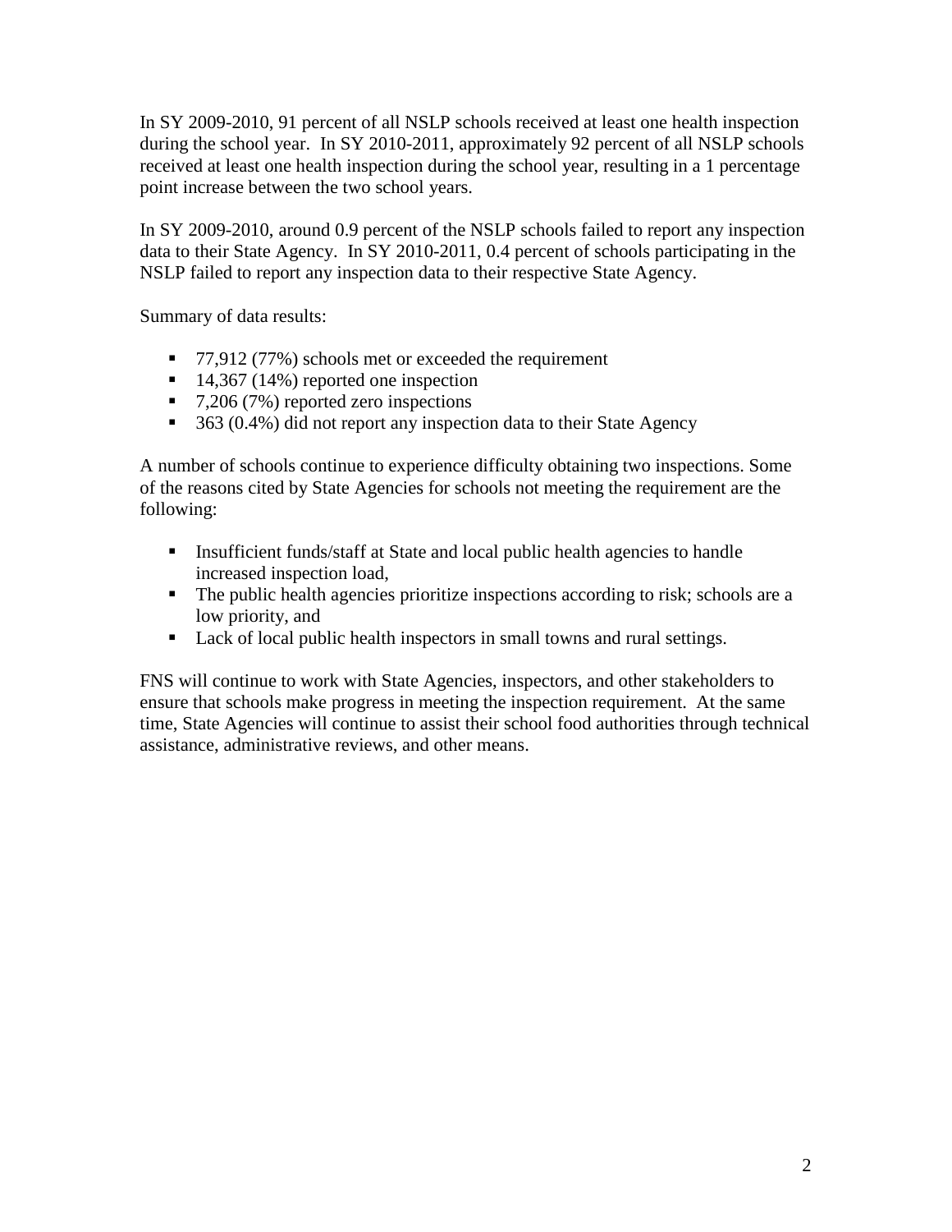In SY 2009-2010, 91 percent of all NSLP schools received at least one health inspection during the school year. In SY 2010-2011, approximately 92 percent of all NSLP schools received at least one health inspection during the school year, resulting in a 1 percentage point increase between the two school years.

In SY 2009-2010, around 0.9 percent of the NSLP schools failed to report any inspection data to their State Agency. In SY 2010-2011, 0.4 percent of schools participating in the NSLP failed to report any inspection data to their respective State Agency.

Summary of data results:

- 77,912 (77%) schools met or exceeded the requirement
- 14,367 (14%) reported one inspection
- 7,206 (7%) reported zero inspections
- 363 (0.4%) did not report any inspection data to their State Agency

A number of schools continue to experience difficulty obtaining two inspections. Some of the reasons cited by State Agencies for schools not meeting the requirement are the following:

- Insufficient funds/staff at State and local public health agencies to handle increased inspection load,
- The public health agencies prioritize inspections according to risk; schools are a low priority, and
- Lack of local public health inspectors in small towns and rural settings.

FNS will continue to work with State Agencies, inspectors, and other stakeholders to ensure that schools make progress in meeting the inspection requirement. At the same time, State Agencies will continue to assist their school food authorities through technical assistance, administrative reviews, and other means.